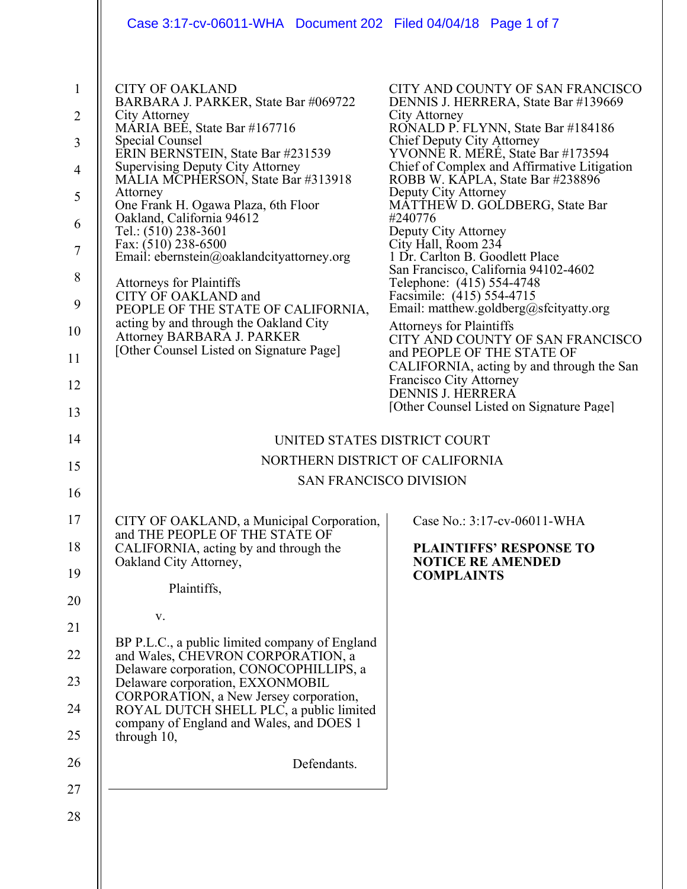CITY OF OAKLAND
BARBARA J. PARKER, State Bar #069722
City Attorney
MARIA BEE, State Bar #167716
Special Counsel
ERIN BERNSTEIN, State Bar #231539
Supervising Deputy City Attorney
MALIA MCPHERSON, State Bar #313918
Attorney
One Frank H. Ogawa Plaza, 6th Floor
Oakland, California 94612
Tel.: (510) 238-3601
Fax: (510) 238-6500
Email: ebernstein@oaklandcityattorney.org

Attorneys for Plaintiffs
CITY OF OAKLAND and
PEOPLE OF THE STATE OF CALIFORNIA, acting by and through the Oakland City Attorney BARBARA J. PARKER
[Other Counsel Listed on Signature Page]

CITY AND COUNTY OF SAN FRANCISCO
DENNIS J. HERRERA, State Bar #139669
City Attorney
RONALD P. FLYNN, State Bar #184186
Chief Deputy City Attorney
YVONNE R. MERÉ, State Bar #173594
Chief of Complex and Affirmative Litigation
ROBB W. KAPLA, State Bar #238896
Deputy City Attorney
MATTHEW D. GOLDBERG, State Bar #240776
Deputy City Attorney
City Hall, Room 234
1 Dr. Carlton B. Goodlett Place
San Francisco, California 94102-4602
Telephone: (415) 554-4748
Facsimile: (415) 554-4715
Email: matthew.goldberg@sfcityatty.org

Attorneys for Plaintiffs
CITY AND COUNTY OF SAN FRANCISCO and PEOPLE OF THE STATE OF CALIFORNIA, acting by and through the San Francisco City Attorney
DENNIS J. HERRERA
[Other Counsel Listed on Signature Page]

UNITED STATES DISTRICT COURT
NORTHERN DISTRICT OF CALIFORNIA
SAN FRANCISCO DIVISION

CITY OF OAKLAND, a Municipal Corporation, and THE PEOPLE OF THE STATE OF CALIFORNIA, acting by and through the Oakland City Attorney,

Plaintiffs,

v.

BP P.L.C., a public limited company of England and Wales, CHEVRON CORPORATION, a Delaware corporation, CONOCOPHILLIPS, a Delaware corporation, EXXONMOBIL CORPORATION, a New Jersey corporation, ROYAL DUTCH SHELL PLC, a public limited company of England and Wales, and DOES 1 through 10,

Defendants.

Case No.: 3:17-cv-06011-WHA

**PLAINTIFFS' RESPONSE TO NOTICE RE AMENDED COMPLAINTS**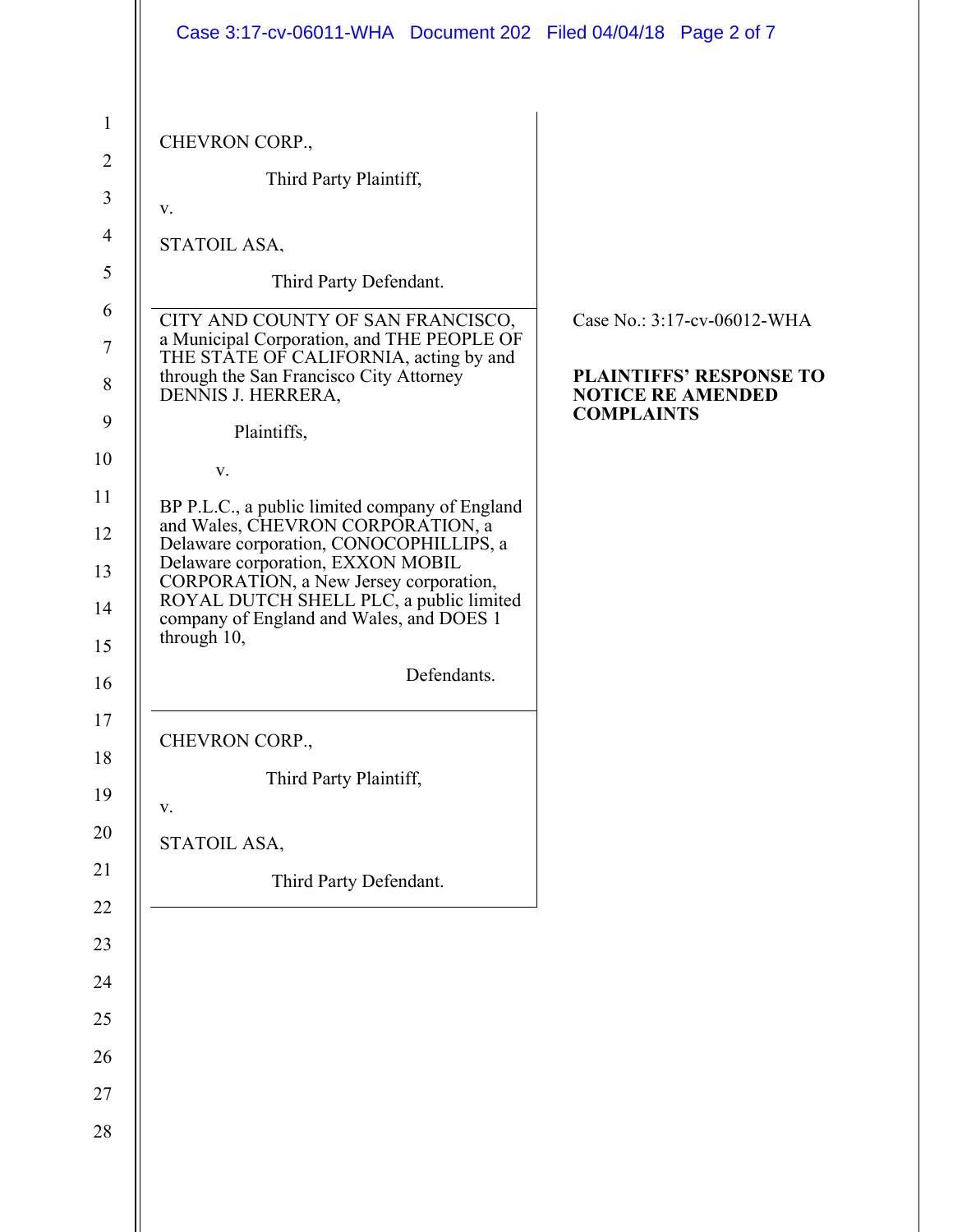CHEVRON CORP.,

Third Party Plaintiff,

v.

STATOIL ASA,

Third Party Defendant.

---

CITY AND COUNTY OF SAN FRANCISCO, a Municipal Corporation, and THE PEOPLE OF THE STATE OF CALIFORNIA, acting by and through the San Francisco City Attorney DENNIS J. HERRERA,

Plaintiffs,

v.

BP P.L.C., a public limited company of England and Wales, CHEVRON CORPORATION, a Delaware corporation, CONOCOPHILLIPS, a Delaware corporation, EXXON MOBIL CORPORATION, a New Jersey corporation, ROYAL DUTCH SHELL PLC, a public limited company of England and Wales, and DOES 1 through 10,

Defendants.

Case No.: 3:17-cv-06012-WHA

**PLAINTIFFS' RESPONSE TO NOTICE RE AMENDED COMPLAINTS**

---

CHEVRON CORP.,

Third Party Plaintiff,

v.

STATOIL ASA,

Third Party Defendant.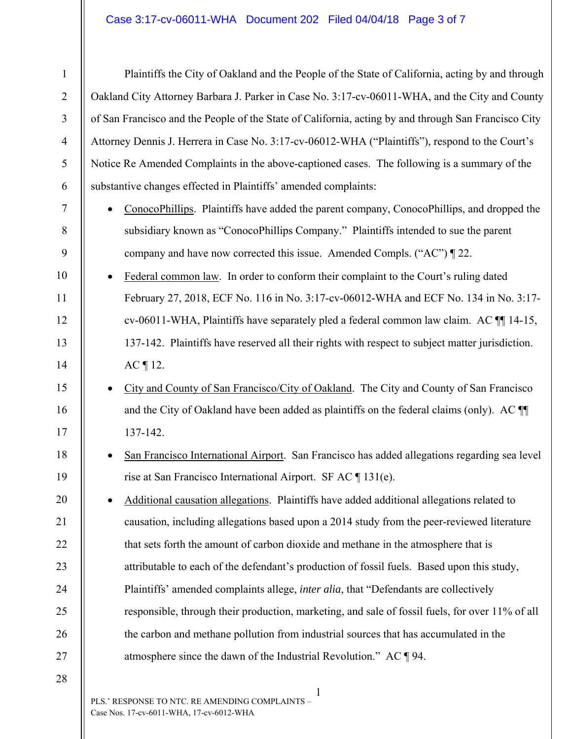Plaintiffs the City of Oakland and the People of the State of California, acting by and through Oakland City Attorney Barbara J. Parker in Case No. 3:17-cv-06011-WHA, and the City and County of San Francisco and the People of the State of California, acting by and through San Francisco City Attorney Dennis J. Herrera in Case No. 3:17-cv-06012-WHA ("Plaintiffs"), respond to the Court's Notice Re Amended Complaints in the above-captioned cases. The following is a summary of the substantive changes effected in Plaintiffs' amended complaints:

- <u>ConocoPhillips</u>. Plaintiffs have added the parent company, ConocoPhillips, and dropped the subsidiary known as "ConocoPhillips Company." Plaintiffs intended to sue the parent company and have now corrected this issue. Amended Compls. ("AC") ¶ 22.
- <u>Federal common law</u>. In order to conform their complaint to the Court's ruling dated February 27, 2018, ECF No. 116 in No. 3:17-cv-06012-WHA and ECF No. 134 in No. 3:17-cv-06011-WHA, Plaintiffs have separately pled a federal common law claim. AC ¶¶ 14-15, 137-142. Plaintiffs have reserved all their rights with respect to subject matter jurisdiction. AC ¶ 12.
- <u>City and County of San Francisco/City of Oakland</u>. The City and County of San Francisco and the City of Oakland have been added as plaintiffs on the federal claims (only). AC ¶¶ 137-142.
- <u>San Francisco International Airport</u>. San Francisco has added allegations regarding sea level rise at San Francisco International Airport. SF AC ¶ 131(e).
- <u>Additional causation allegations</u>. Plaintiffs have added additional allegations related to causation, including allegations based upon a 2014 study from the peer-reviewed literature that sets forth the amount of carbon dioxide and methane in the atmosphere that is attributable to each of the defendant's production of fossil fuels. Based upon this study, Plaintiffs' amended complaints allege, *inter alia*, that "Defendants are collectively responsible, through their production, marketing, and sale of fossil fuels, for over 11% of all the carbon and methane pollution from industrial sources that has accumulated in the atmosphere since the dawn of the Industrial Revolution." AC ¶ 94.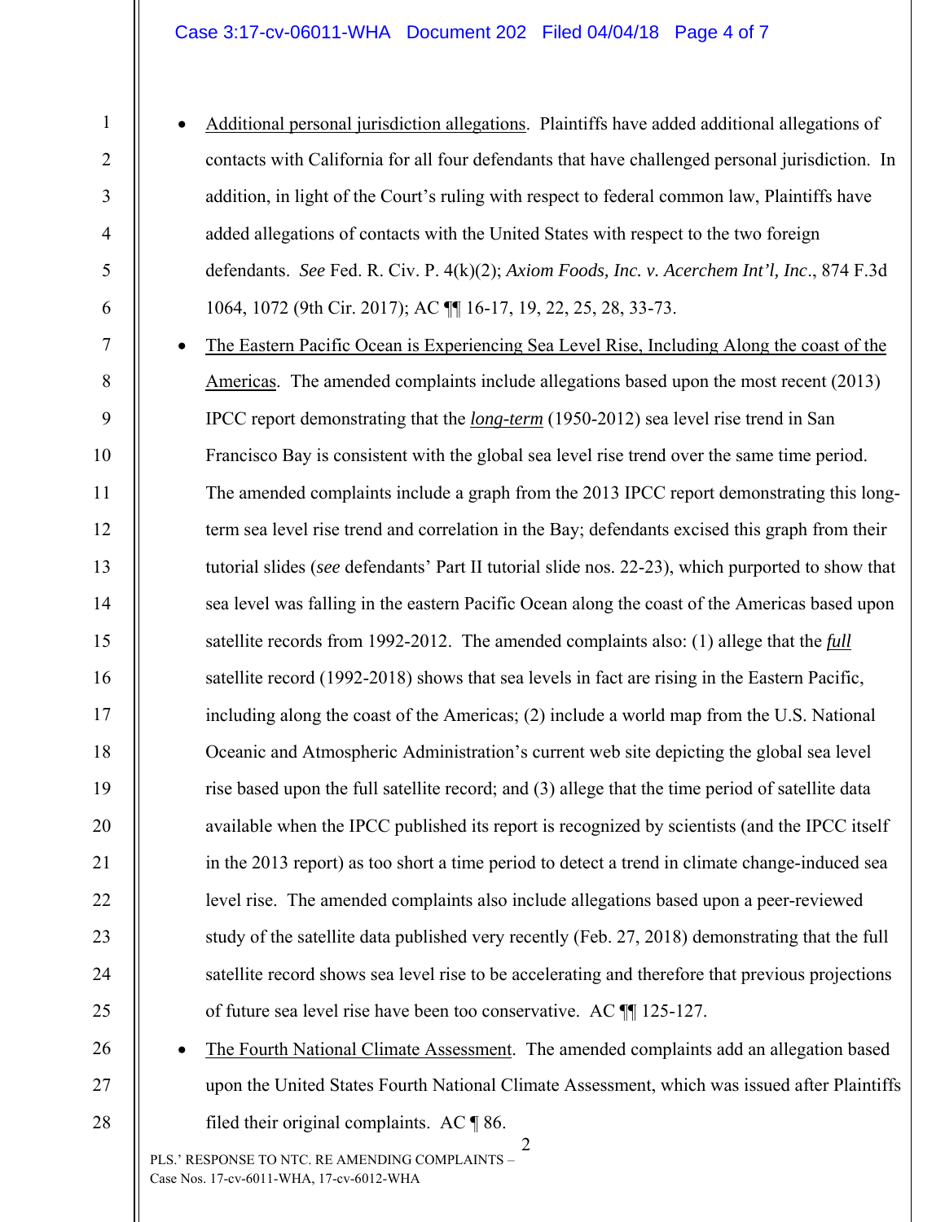- Additional personal jurisdiction allegations. Plaintiffs have added additional allegations of contacts with California for all four defendants that have challenged personal jurisdiction. In addition, in light of the Court's ruling with respect to federal common law, Plaintiffs have added allegations of contacts with the United States with respect to the two foreign defendants. *See* Fed. R. Civ. P. 4(k)(2); *Axiom Foods, Inc. v. Acerchem Int'l, Inc*., 874 F.3d 1064, 1072 (9th Cir. 2017); AC ¶¶ 16-17, 19, 22, 25, 28, 33-73.

- The Eastern Pacific Ocean is Experiencing Sea Level Rise, Including Along the coast of the Americas. The amended complaints include allegations based upon the most recent (2013) IPCC report demonstrating that the ***long-term*** (1950-2012) sea level rise trend in San Francisco Bay is consistent with the global sea level rise trend over the same time period. The amended complaints include a graph from the 2013 IPCC report demonstrating this long-term sea level rise trend and correlation in the Bay; defendants excised this graph from their tutorial slides (*see* defendants' Part II tutorial slide nos. 22-23), which purported to show that sea level was falling in the eastern Pacific Ocean along the coast of the Americas based upon satellite records from 1992-2012. The amended complaints also: (1) allege that the ***full*** satellite record (1992-2018) shows that sea levels in fact are rising in the Eastern Pacific, including along the coast of the Americas; (2) include a world map from the U.S. National Oceanic and Atmospheric Administration's current web site depicting the global sea level rise based upon the full satellite record; and (3) allege that the time period of satellite data available when the IPCC published its report is recognized by scientists (and the IPCC itself in the 2013 report) as too short a time period to detect a trend in climate change-induced sea level rise. The amended complaints also include allegations based upon a peer-reviewed study of the satellite data published very recently (Feb. 27, 2018) demonstrating that the full satellite record shows sea level rise to be accelerating and therefore that previous projections of future sea level rise have been too conservative. AC ¶¶ 125-127.

- The Fourth National Climate Assessment. The amended complaints add an allegation based upon the United States Fourth National Climate Assessment, which was issued after Plaintiffs filed their original complaints. AC ¶ 86.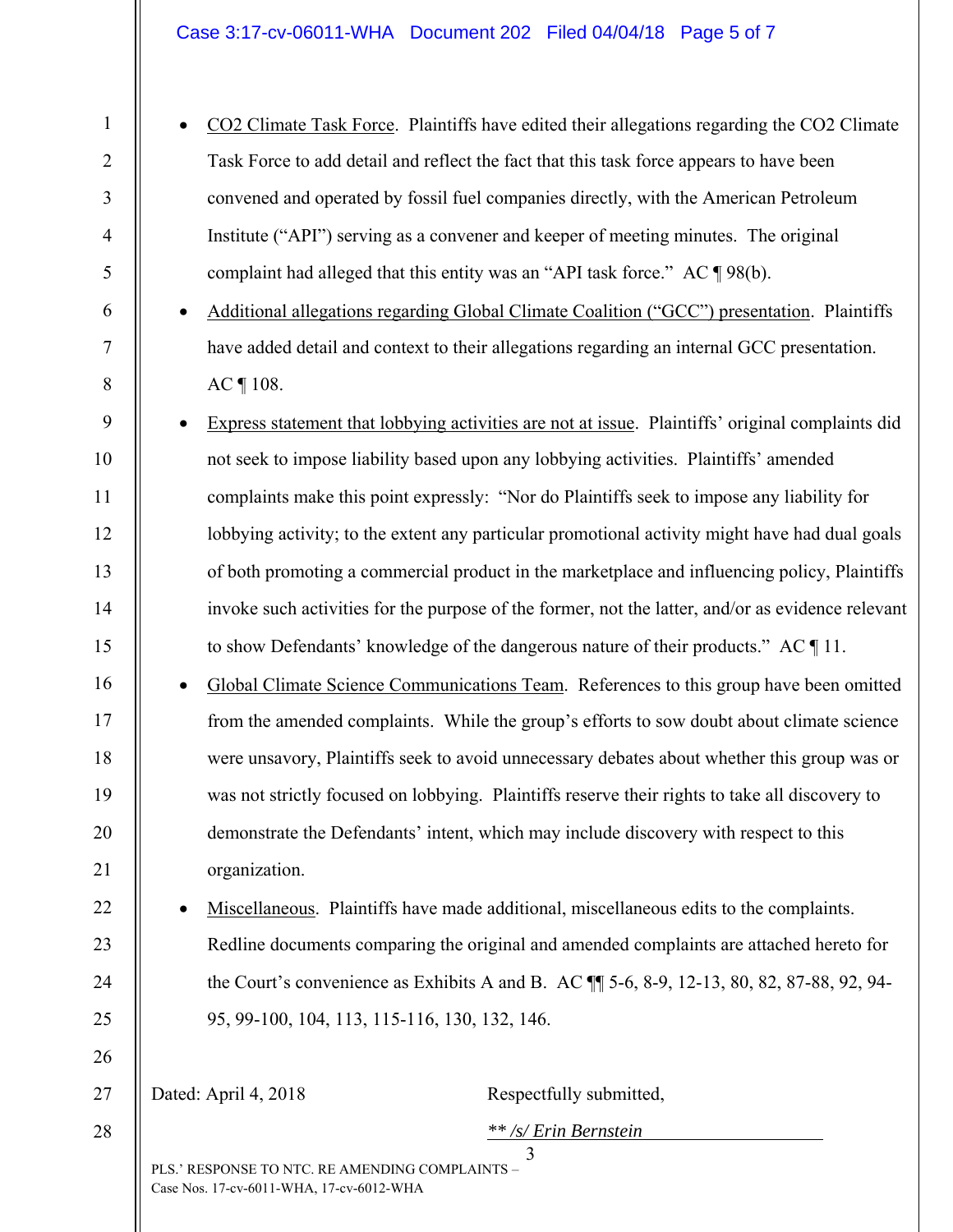- CO2 Climate Task Force. Plaintiffs have edited their allegations regarding the CO2 Climate Task Force to add detail and reflect the fact that this task force appears to have been convened and operated by fossil fuel companies directly, with the American Petroleum Institute ("API") serving as a convener and keeper of meeting minutes. The original complaint had alleged that this entity was an "API task force." AC ¶ 98(b).
- Additional allegations regarding Global Climate Coalition ("GCC") presentation. Plaintiffs have added detail and context to their allegations regarding an internal GCC presentation. AC ¶ 108.
- Express statement that lobbying activities are not at issue. Plaintiffs' original complaints did not seek to impose liability based upon any lobbying activities. Plaintiffs' amended complaints make this point expressly: "Nor do Plaintiffs seek to impose any liability for lobbying activity; to the extent any particular promotional activity might have had dual goals of both promoting a commercial product in the marketplace and influencing policy, Plaintiffs invoke such activities for the purpose of the former, not the latter, and/or as evidence relevant to show Defendants' knowledge of the dangerous nature of their products." AC ¶ 11.
- Global Climate Science Communications Team. References to this group have been omitted from the amended complaints. While the group's efforts to sow doubt about climate science were unsavory, Plaintiffs seek to avoid unnecessary debates about whether this group was or was not strictly focused on lobbying. Plaintiffs reserve their rights to take all discovery to demonstrate the Defendants' intent, which may include discovery with respect to this organization.
- Miscellaneous. Plaintiffs have made additional, miscellaneous edits to the complaints. Redline documents comparing the original and amended complaints are attached hereto for the Court's convenience as Exhibits A and B. AC ¶¶ 5-6, 8-9, 12-13, 80, 82, 87-88, 92, 94-95, 99-100, 104, 113, 115-116, 130, 132, 146.

Dated: April 4, 2018

Respectfully submitted,

*\*\* /s/ Erin Bernstein*

PLS.' RESPONSE TO NTC. RE AMENDING COMPLAINTS –
Case Nos. 17-cv-6011-WHA, 17-cv-6012-WHA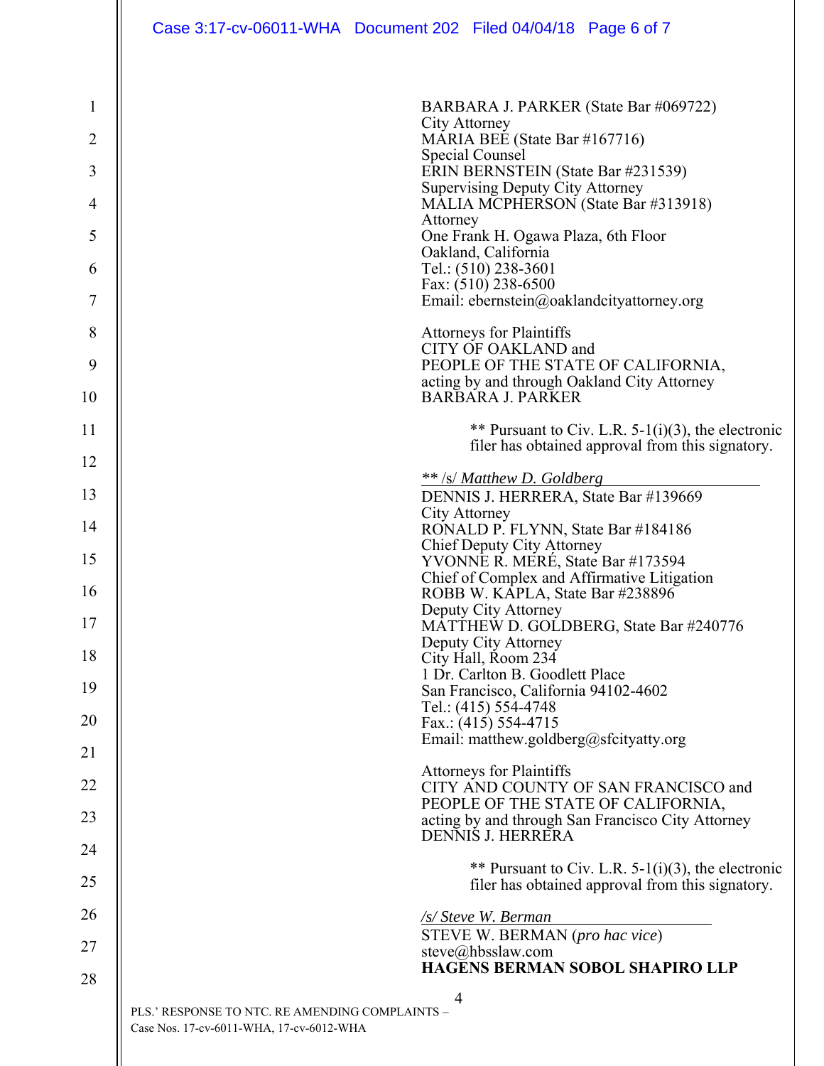BARBARA J. PARKER (State Bar #069722)
City Attorney
MARIA BEE (State Bar #167716)
Special Counsel
ERIN BERNSTEIN (State Bar #231539)
Supervising Deputy City Attorney
MALIA MCPHERSON (State Bar #313918)
Attorney
One Frank H. Ogawa Plaza, 6th Floor
Oakland, California
Tel.: (510) 238-3601
Fax: (510) 238-6500
Email: ebernstein@oaklandcityattorney.org

Attorneys for Plaintiffs
CITY OF OAKLAND and
PEOPLE OF THE STATE OF CALIFORNIA,
acting by and through Oakland City Attorney
BARBARA J. PARKER

** Pursuant to Civ. L.R. 5-1(i)(3), the electronic filer has obtained approval from this signatory.

** /s/ *Matthew D. Goldberg*
DENNIS J. HERRERA, State Bar #139669
City Attorney
RONALD P. FLYNN, State Bar #184186
Chief Deputy City Attorney
YVONNE R. MERÉ, State Bar #173594
Chief of Complex and Affirmative Litigation
ROBB W. KAPLA, State Bar #238896
Deputy City Attorney
MATTHEW D. GOLDBERG, State Bar #240776
Deputy City Attorney
City Hall, Room 234
1 Dr. Carlton B. Goodlett Place
San Francisco, California 94102-4602
Tel.: (415) 554-4748
Fax.: (415) 554-4715
Email: matthew.goldberg@sfcityatty.org

Attorneys for Plaintiffs
CITY AND COUNTY OF SAN FRANCISCO and
PEOPLE OF THE STATE OF CALIFORNIA,
acting by and through San Francisco City Attorney
DENNIS J. HERRERA

** Pursuant to Civ. L.R. 5-1(i)(3), the electronic filer has obtained approval from this signatory.

*/s/ Steve W. Berman*
STEVE W. BERMAN (*pro hac vice*)
steve@hbsslaw.com
**HAGENS BERMAN SOBOL SHAPIRO LLP**

PLS.' RESPONSE TO NTC. RE AMENDING COMPLAINTS – Case Nos. 17-cv-6011-WHA, 17-cv-6012-WHA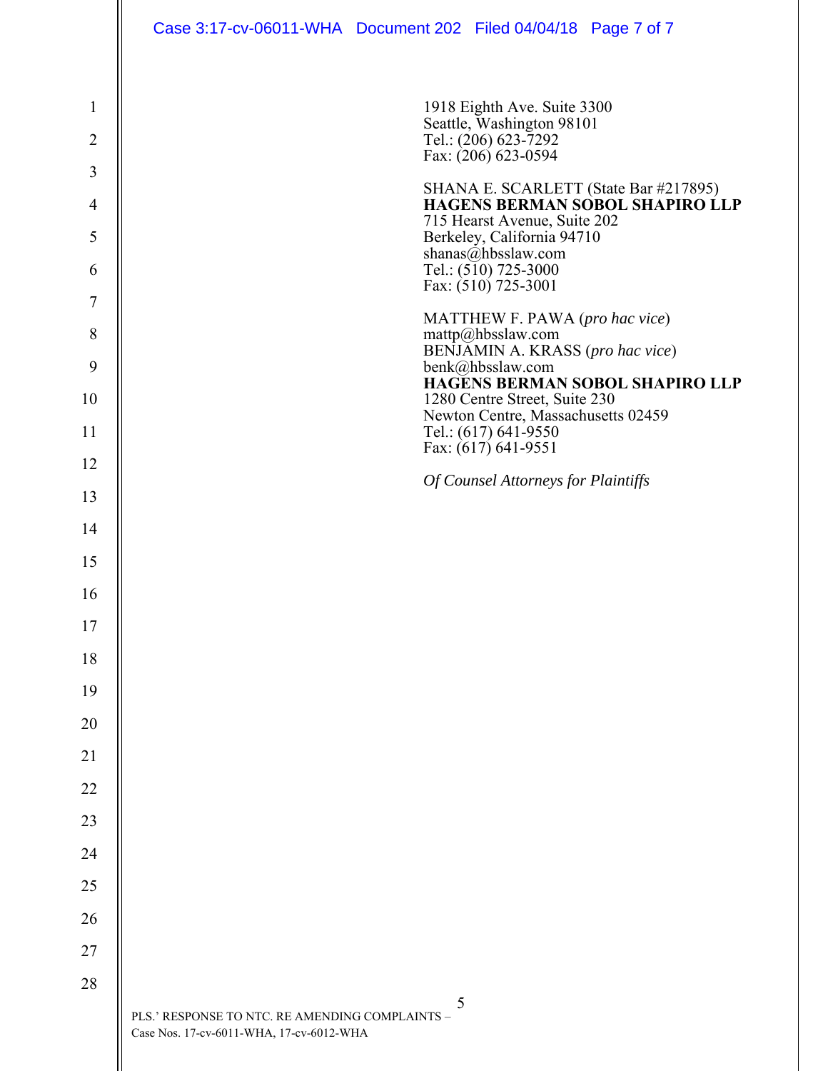1918 Eighth Ave. Suite 3300
Seattle, Washington 98101
Tel.: (206) 623-7292
Fax: (206) 623-0594

SHANA E. SCARLETT (State Bar #217895)
**HAGENS BERMAN SOBOL SHAPIRO LLP**
715 Hearst Avenue, Suite 202
Berkeley, California 94710
shanas@hbsslaw.com
Tel.: (510) 725-3000
Fax: (510) 725-3001

MATTHEW F. PAWA (*pro hac vice*)
mattp@hbsslaw.com
BENJAMIN A. KRASS (*pro hac vice*)
benk@hbsslaw.com
**HAGENS BERMAN SOBOL SHAPIRO LLP**
1280 Centre Street, Suite 230
Newton Centre, Massachusetts 02459
Tel.: (617) 641-9550
Fax: (617) 641-9551

*Of Counsel Attorneys for Plaintiffs*